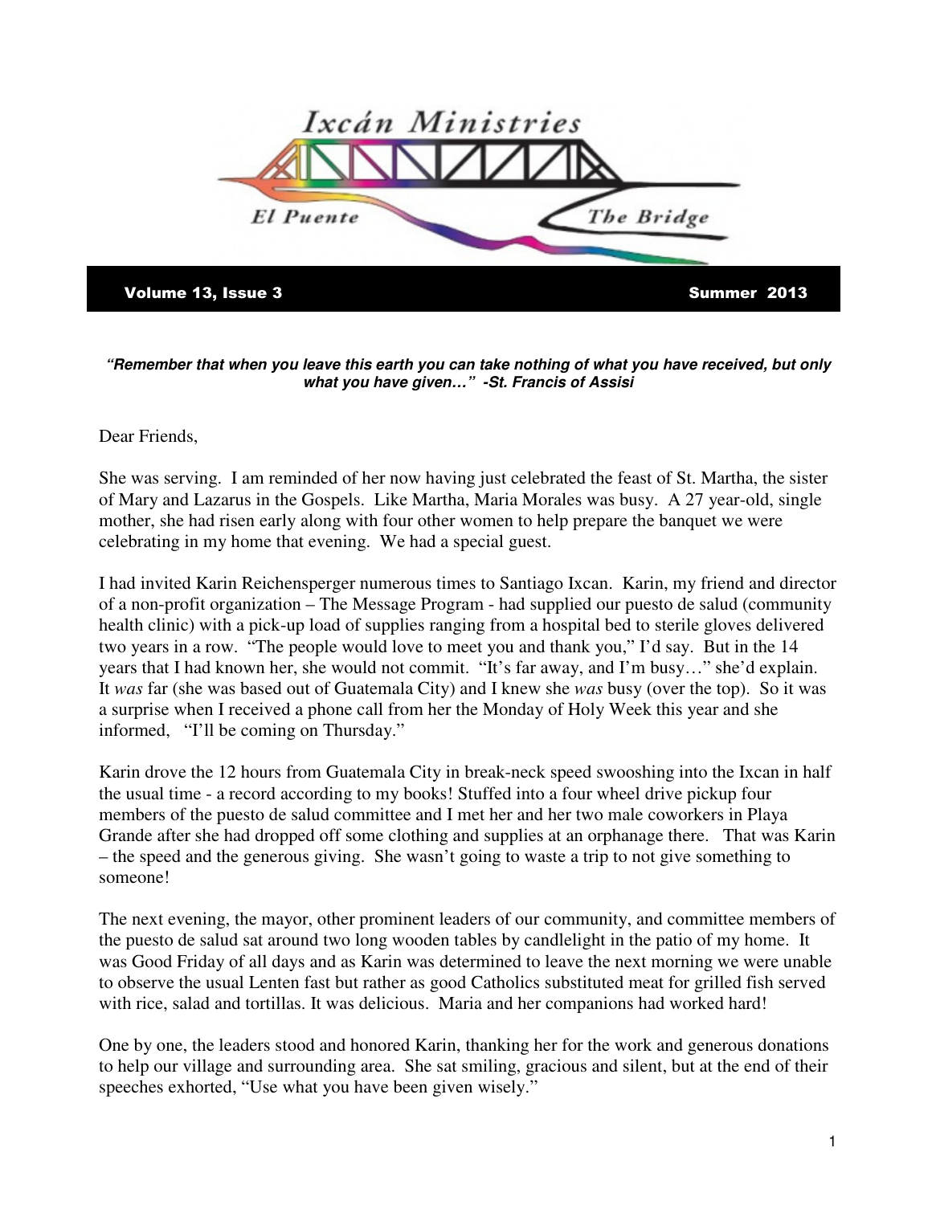# Ixcán Ministries

El Puente — The Bridge

**Volume 13, Issue 3** — **Summer 2013**

***"Remember that when you leave this earth you can take nothing of what you have received, but only what you have given…" -St. Francis of Assisi***

Dear Friends,

She was serving. I am reminded of her now having just celebrated the feast of St. Martha, the sister of Mary and Lazarus in the Gospels. Like Martha, Maria Morales was busy. A 27 year-old, single mother, she had risen early along with four other women to help prepare the banquet we were celebrating in my home that evening. We had a special guest.

I had invited Karin Reichensperger numerous times to Santiago Ixcan. Karin, my friend and director of a non-profit organization – The Message Program - had supplied our puesto de salud (community health clinic) with a pick-up load of supplies ranging from a hospital bed to sterile gloves delivered two years in a row. "The people would love to meet you and thank you," I'd say. But in the 14 years that I had known her, she would not commit. "It's far away, and I'm busy…" she'd explain. It *was* far (she was based out of Guatemala City) and I knew she *was* busy (over the top). So it was a surprise when I received a phone call from her the Monday of Holy Week this year and she informed, "I'll be coming on Thursday."

Karin drove the 12 hours from Guatemala City in break-neck speed swooshing into the Ixcan in half the usual time - a record according to my books! Stuffed into a four wheel drive pickup four members of the puesto de salud committee and I met her and her two male coworkers in Playa Grande after she had dropped off some clothing and supplies at an orphanage there. That was Karin – the speed and the generous giving. She wasn't going to waste a trip to not give something to someone!

The next evening, the mayor, other prominent leaders of our community, and committee members of the puesto de salud sat around two long wooden tables by candlelight in the patio of my home. It was Good Friday of all days and as Karin was determined to leave the next morning we were unable to observe the usual Lenten fast but rather as good Catholics substituted meat for grilled fish served with rice, salad and tortillas. It was delicious. Maria and her companions had worked hard!

One by one, the leaders stood and honored Karin, thanking her for the work and generous donations to help our village and surrounding area. She sat smiling, gracious and silent, but at the end of their speeches exhorted, "Use what you have been given wisely."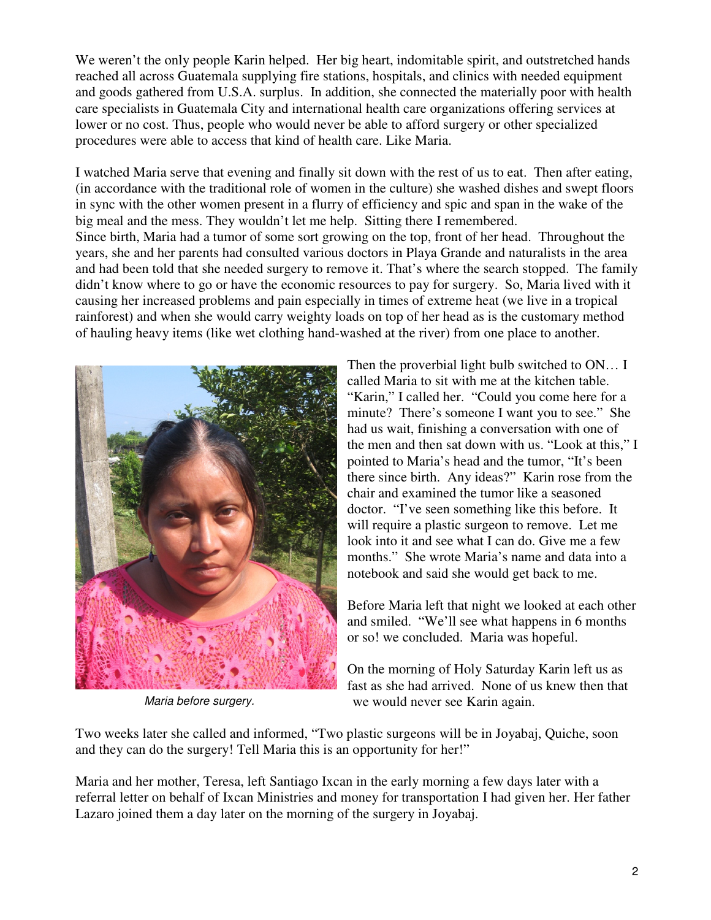We weren't the only people Karin helped. Her big heart, indomitable spirit, and outstretched hands reached all across Guatemala supplying fire stations, hospitals, and clinics with needed equipment and goods gathered from U.S.A. surplus. In addition, she connected the materially poor with health care specialists in Guatemala City and international health care organizations offering services at lower or no cost. Thus, people who would never be able to afford surgery or other specialized procedures were able to access that kind of health care. Like Maria.

I watched Maria serve that evening and finally sit down with the rest of us to eat. Then after eating, (in accordance with the traditional role of women in the culture) she washed dishes and swept floors in sync with the other women present in a flurry of efficiency and spic and span in the wake of the big meal and the mess. They wouldn't let me help. Sitting there I remembered.
Since birth, Maria had a tumor of some sort growing on the top, front of her head. Throughout the years, she and her parents had consulted various doctors in Playa Grande and naturalists in the area and had been told that she needed surgery to remove it. That's where the search stopped. The family didn't know where to go or have the economic resources to pay for surgery. So, Maria lived with it causing her increased problems and pain especially in times of extreme heat (we live in a tropical rainforest) and when she would carry weighty loads on top of her head as is the customary method of hauling heavy items (like wet clothing hand-washed at the river) from one place to another.

*Maria before surgery.*

Then the proverbial light bulb switched to ON… I called Maria to sit with me at the kitchen table. "Karin," I called her. "Could you come here for a minute? There's someone I want you to see." She had us wait, finishing a conversation with one of the men and then sat down with us. "Look at this," I pointed to Maria's head and the tumor, "It's been there since birth. Any ideas?" Karin rose from the chair and examined the tumor like a seasoned doctor. "I've seen something like this before. It will require a plastic surgeon to remove. Let me look into it and see what I can do. Give me a few months." She wrote Maria's name and data into a notebook and said she would get back to me.

Before Maria left that night we looked at each other and smiled. "We'll see what happens in 6 months or so! we concluded. Maria was hopeful.

On the morning of Holy Saturday Karin left us as fast as she had arrived. None of us knew then that we would never see Karin again.

Two weeks later she called and informed, "Two plastic surgeons will be in Joyabaj, Quiche, soon and they can do the surgery! Tell Maria this is an opportunity for her!"

Maria and her mother, Teresa, left Santiago Ixcan in the early morning a few days later with a referral letter on behalf of Ixcan Ministries and money for transportation I had given her. Her father Lazaro joined them a day later on the morning of the surgery in Joyabaj.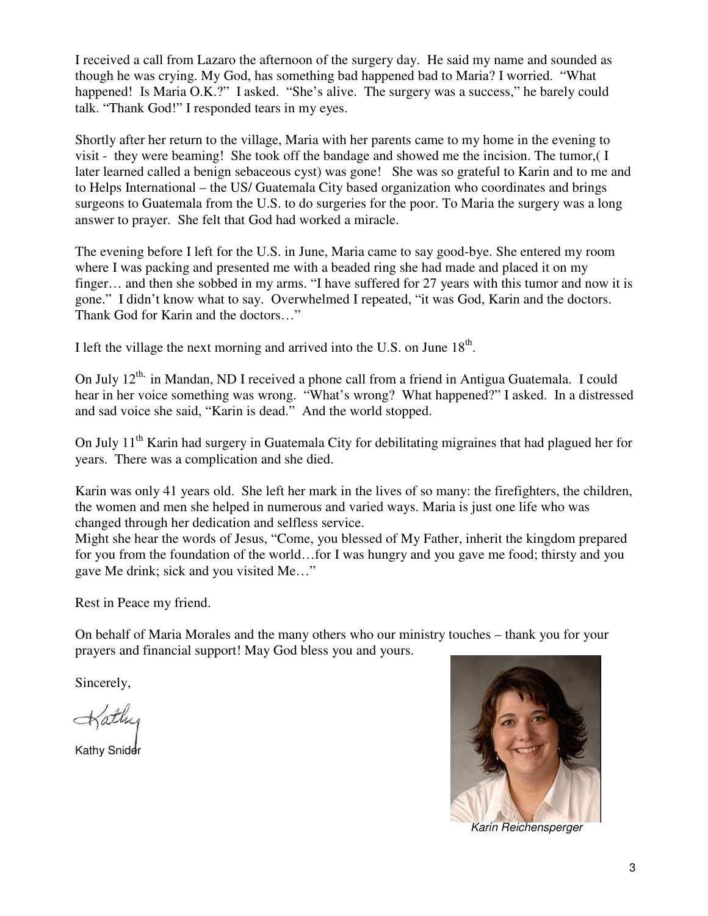I received a call from Lazaro the afternoon of the surgery day. He said my name and sounded as though he was crying. My God, has something bad happened bad to Maria? I worried. "What happened! Is Maria O.K.?" I asked. "She's alive. The surgery was a success," he barely could talk. "Thank God!" I responded tears in my eyes.

Shortly after her return to the village, Maria with her parents came to my home in the evening to visit - they were beaming! She took off the bandage and showed me the incision. The tumor,( I later learned called a benign sebaceous cyst) was gone! She was so grateful to Karin and to me and to Helps International – the US/ Guatemala City based organization who coordinates and brings surgeons to Guatemala from the U.S. to do surgeries for the poor. To Maria the surgery was a long answer to prayer. She felt that God had worked a miracle.

The evening before I left for the U.S. in June, Maria came to say good-bye. She entered my room where I was packing and presented me with a beaded ring she had made and placed it on my finger… and then she sobbed in my arms. "I have suffered for 27 years with this tumor and now it is gone." I didn't know what to say. Overwhelmed I repeated, "it was God, Karin and the doctors. Thank God for Karin and the doctors…"

I left the village the next morning and arrived into the U.S. on June 18th.

On July 12th, in Mandan, ND I received a phone call from a friend in Antigua Guatemala. I could hear in her voice something was wrong. "What's wrong? What happened?" I asked. In a distressed and sad voice she said, "Karin is dead." And the world stopped.

On July 11th Karin had surgery in Guatemala City for debilitating migraines that had plagued her for years. There was a complication and she died.

Karin was only 41 years old. She left her mark in the lives of so many: the firefighters, the children, the women and men she helped in numerous and varied ways. Maria is just one life who was changed through her dedication and selfless service.
Might she hear the words of Jesus, "Come, you blessed of My Father, inherit the kingdom prepared for you from the foundation of the world…for I was hungry and you gave me food; thirsty and you gave Me drink; sick and you visited Me…"

Rest in Peace my friend.

On behalf of Maria Morales and the many others who our ministry touches – thank you for your prayers and financial support! May God bless you and yours.

Sincerely,

Kathy

Kathy Snider

*Karin Reichensperger*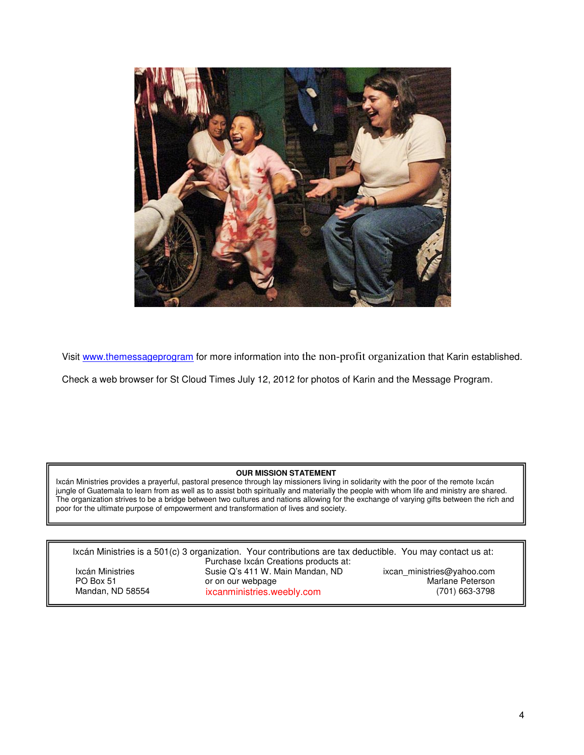Visit www.themessageprogram for more information into the non-profit organization that Karin established.

Check a web browser for St Cloud Times July 12, 2012 for photos of Karin and the Message Program.

**OUR MISSION STATEMENT**

Ixcán Ministries provides a prayerful, pastoral presence through lay missioners living in solidarity with the poor of the remote Ixcán jungle of Guatemala to learn from as well as to assist both spiritually and materially the people with whom life and ministry are shared. The organization strives to be a bridge between two cultures and nations allowing for the exchange of varying gifts between the rich and poor for the ultimate purpose of empowerment and transformation of lives and society.

Ixcán Ministries is a 501(c) 3 organization. Your contributions are tax deductible. You may contact us at:

Ixcán Ministries
PO Box 51
Mandan, ND 58554

Purchase Ixcán Creations products at:
Susie Q's 411 W. Main Mandan, ND
or on our webpage
ixcanministries.weebly.com

ixcan_ministries@yahoo.com
Marlane Peterson
(701) 663-3798